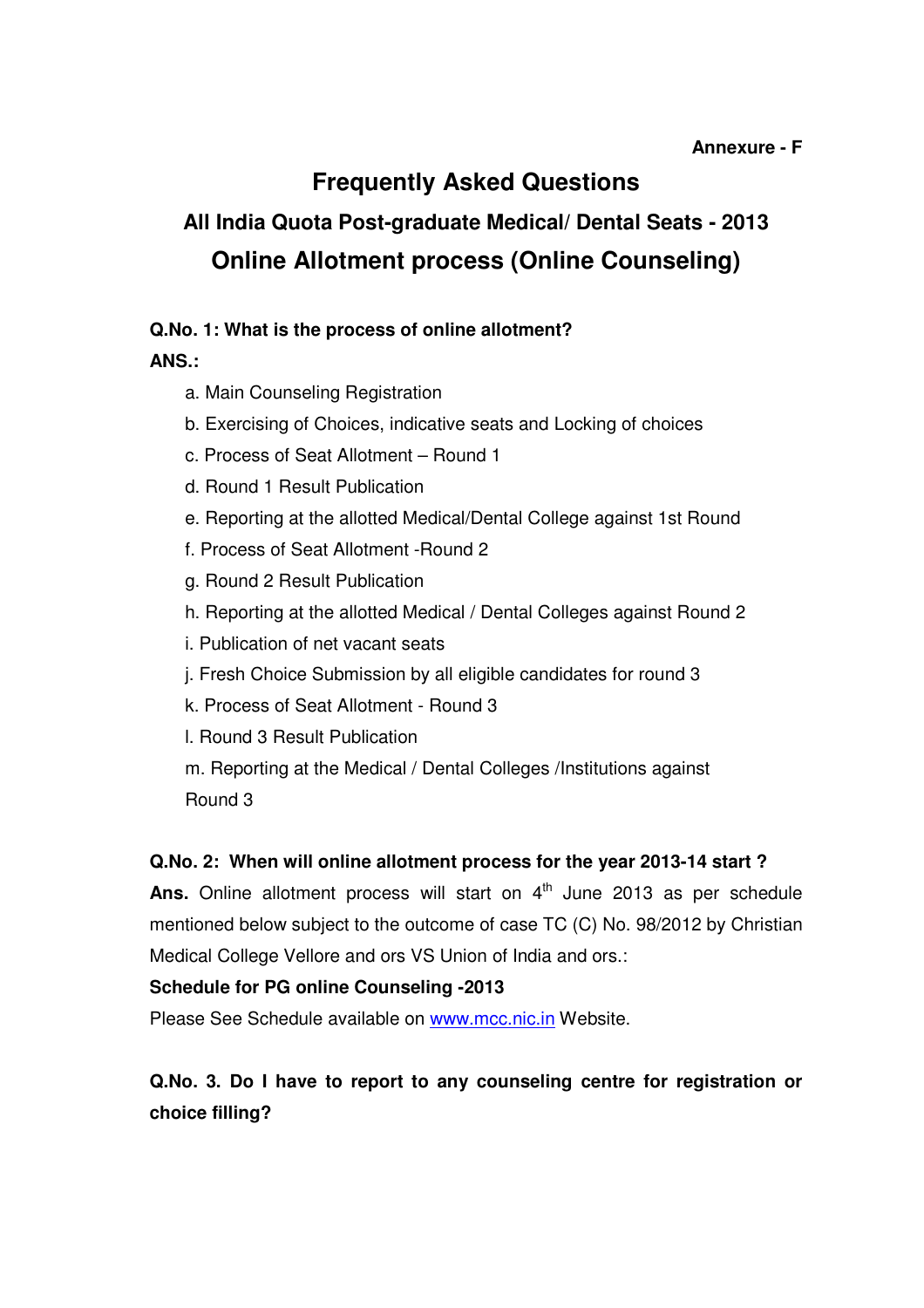**Annexure - F**

# Frequently Asked Questions

## All India Quota Post-graduate Medical/ Dental Seats - 2013

## Online Allotment process (Online Counseling)

**Q.No. 1: What is the process of online allotment?**

**ANS.:**

a. Main Counseling Registration

b. Exercising of Choices, indicative seats and Locking of choices

c. Process of Seat Allotment – Round 1

d. Round 1 Result Publication

e. Reporting at the allotted Medical/Dental College against 1st Round

f. Process of Seat Allotment -Round 2

g. Round 2 Result Publication

h. Reporting at the allotted Medical / Dental Colleges against Round 2

i. Publication of net vacant seats

j. Fresh Choice Submission by all eligible candidates for round 3

k. Process of Seat Allotment - Round 3

l. Round 3 Result Publication

m. Reporting at the Medical / Dental Colleges /Institutions against Round 3

**Q.No. 2: When will online allotment process for the year 2013-14 start ?**

**Ans.** Online allotment process will start on 4th June 2013 as per schedule mentioned below subject to the outcome of case TC (C) No. 98/2012 by Christian Medical College Vellore and ors VS Union of India and ors.:

**Schedule for PG online Counseling -2013**

Please See Schedule available on www.mcc.nic.in Website.

**Q.No. 3. Do I have to report to any counseling centre for registration or choice filling?**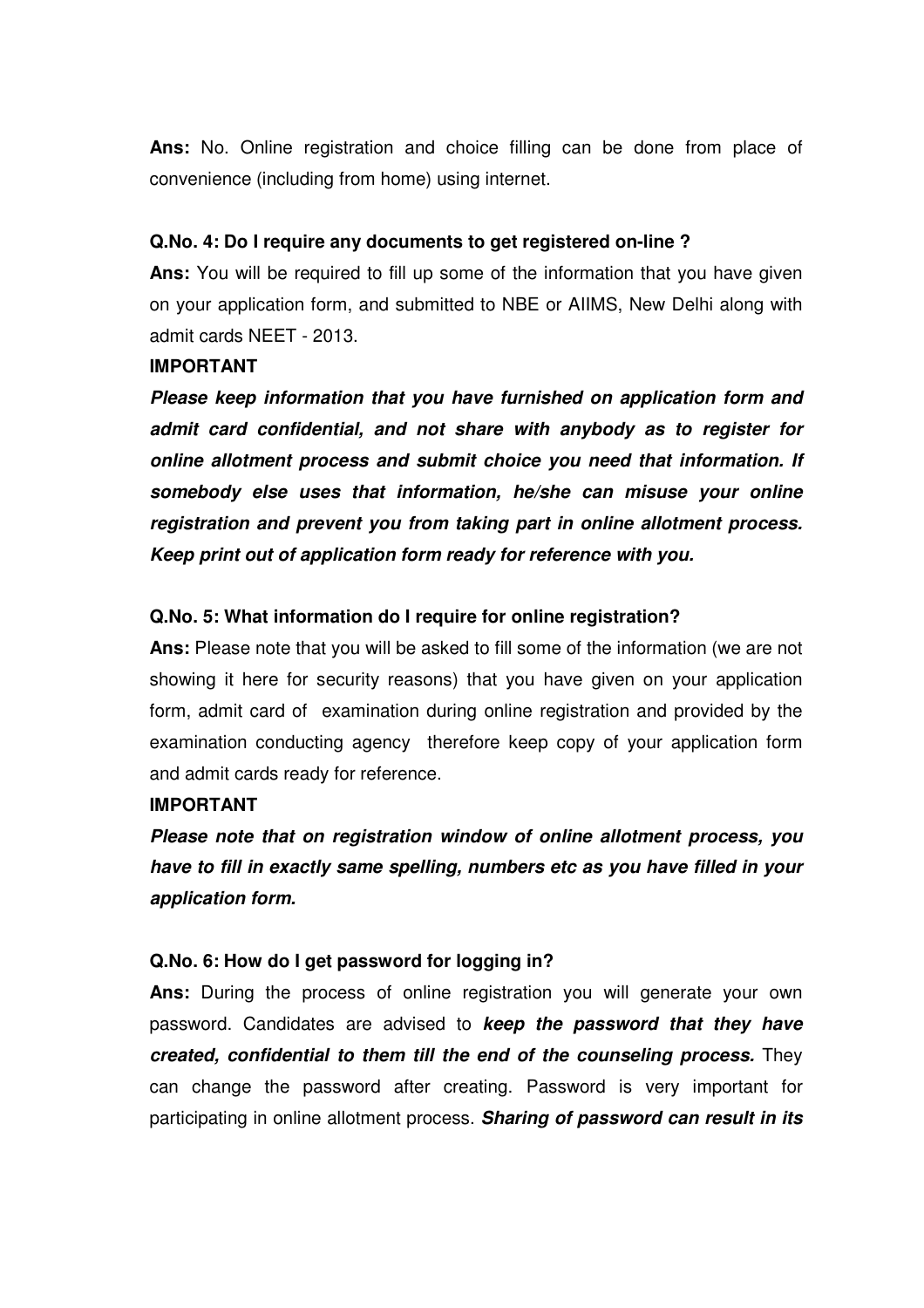**Ans:** No. Online registration and choice filling can be done from place of convenience (including from home) using internet.

**Q.No. 4: Do I require any documents to get registered on-line ?**

**Ans:** You will be required to fill up some of the information that you have given on your application form, and submitted to NBE or AIIMS, New Delhi along with admit cards NEET - 2013.

**IMPORTANT**

***Please keep information that you have furnished on application form and admit card confidential, and not share with anybody as to register for online allotment process and submit choice you need that information. If somebody else uses that information, he/she can misuse your online registration and prevent you from taking part in online allotment process. Keep print out of application form ready for reference with you.***

**Q.No. 5: What information do I require for online registration?**

**Ans:** Please note that you will be asked to fill some of the information (we are not showing it here for security reasons) that you have given on your application form, admit card of examination during online registration and provided by the examination conducting agency therefore keep copy of your application form and admit cards ready for reference.

**IMPORTANT**

***Please note that on registration window of online allotment process, you have to fill in exactly same spelling, numbers etc as you have filled in your application form.***

**Q.No. 6: How do I get password for logging in?**

**Ans:** During the process of online registration you will generate your own password. Candidates are advised to ***keep the password that they have created, confidential to them till the end of the counseling process.*** They can change the password after creating. Password is very important for participating in online allotment process. ***Sharing of password can result in its***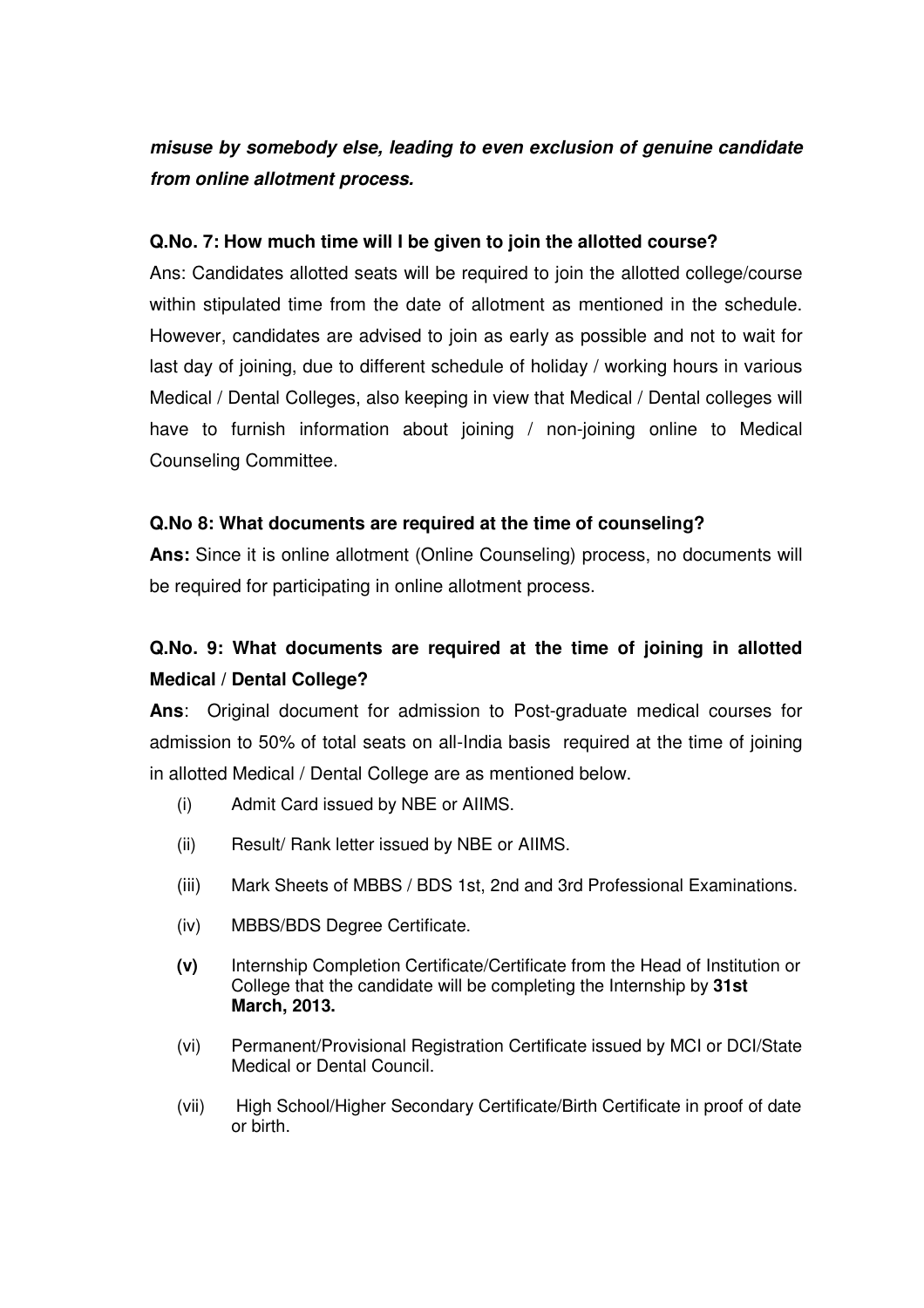***misuse by somebody else, leading to even exclusion of genuine candidate from online allotment process.***

**Q.No. 7: How much time will I be given to join the allotted course?**

Ans: Candidates allotted seats will be required to join the allotted college/course within stipulated time from the date of allotment as mentioned in the schedule. However, candidates are advised to join as early as possible and not to wait for last day of joining, due to different schedule of holiday / working hours in various Medical / Dental Colleges, also keeping in view that Medical / Dental colleges will have to furnish information about joining / non-joining online to Medical Counseling Committee.

**Q.No 8: What documents are required at the time of counseling?**

**Ans:** Since it is online allotment (Online Counseling) process, no documents will be required for participating in online allotment process.

**Q.No. 9: What documents are required at the time of joining in allotted Medical / Dental College?**

**Ans**: Original document for admission to Post-graduate medical courses for admission to 50% of total seats on all-India basis required at the time of joining in allotted Medical / Dental College are as mentioned below.

(i) Admit Card issued by NBE or AIIMS.

(ii) Result/ Rank letter issued by NBE or AIIMS.

(iii) Mark Sheets of MBBS / BDS 1st, 2nd and 3rd Professional Examinations.

(iv) MBBS/BDS Degree Certificate.

**(v)** Internship Completion Certificate/Certificate from the Head of Institution or College that the candidate will be completing the Internship by **31st March, 2013.**

(vi) Permanent/Provisional Registration Certificate issued by MCI or DCI/State Medical or Dental Council.

(vii) High School/Higher Secondary Certificate/Birth Certificate in proof of date or birth.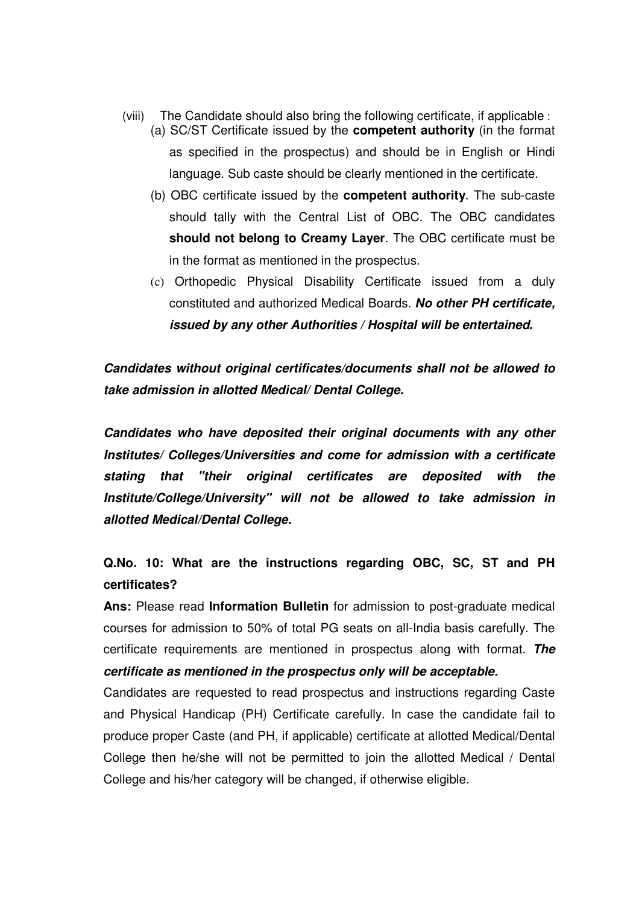(viii) The Candidate should also bring the following certificate, if applicable :

(a) SC/ST Certificate issued by the **competent authority** (in the format as specified in the prospectus) and should be in English or Hindi language. Sub caste should be clearly mentioned in the certificate.

(b) OBC certificate issued by the **competent authority**. The sub-caste should tally with the Central List of OBC. The OBC candidates **should not belong to Creamy Layer**. The OBC certificate must be in the format as mentioned in the prospectus.

(c) Orthopedic Physical Disability Certificate issued from a duly constituted and authorized Medical Boards. ***No other PH certificate, issued by any other Authorities / Hospital will be entertained.***

***Candidates without original certificates/documents shall not be allowed to take admission in allotted Medical/ Dental College.***

***Candidates who have deposited their original documents with any other Institutes/ Colleges/Universities and come for admission with a certificate stating that "their original certificates are deposited with the Institute/College/University" will not be allowed to take admission in allotted Medical/Dental College.***

**Q.No. 10: What are the instructions regarding OBC, SC, ST and PH certificates?**

**Ans:** Please read **Information Bulletin** for admission to post-graduate medical courses for admission to 50% of total PG seats on all-India basis carefully. The certificate requirements are mentioned in prospectus along with format. ***The certificate as mentioned in the prospectus only will be acceptable.***

Candidates are requested to read prospectus and instructions regarding Caste and Physical Handicap (PH) Certificate carefully. In case the candidate fail to produce proper Caste (and PH, if applicable) certificate at allotted Medical/Dental College then he/she will not be permitted to join the allotted Medical / Dental College and his/her category will be changed, if otherwise eligible.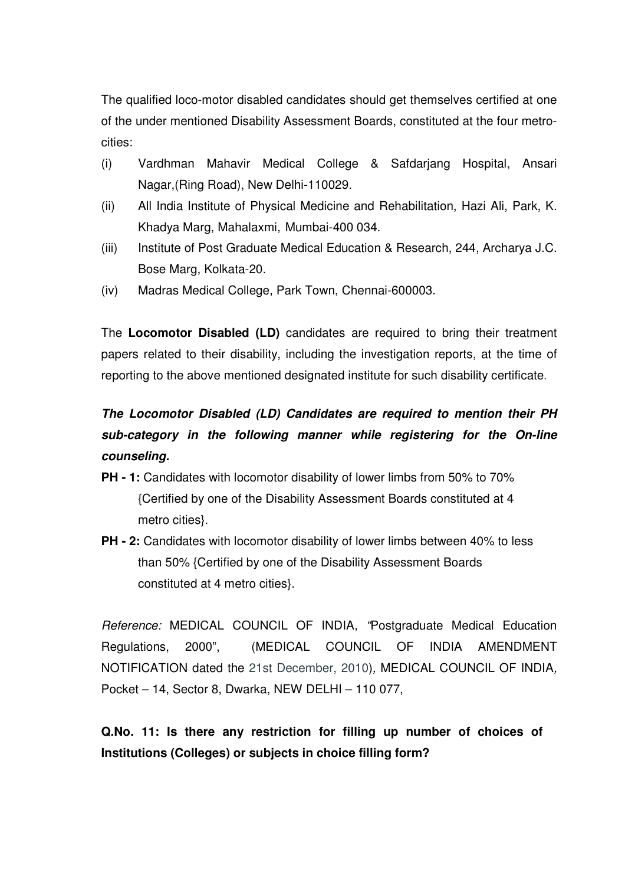The qualified loco-motor disabled candidates should get themselves certified at one of the under mentioned Disability Assessment Boards, constituted at the four metro-cities:

(i) Vardhman Mahavir Medical College & Safdarjang Hospital, Ansari Nagar,(Ring Road), New Delhi-110029.

(ii) All India Institute of Physical Medicine and Rehabilitation, Hazi Ali, Park, K. Khadya Marg, Mahalaxmi, Mumbai-400 034.

(iii) Institute of Post Graduate Medical Education & Research, 244, Archarya J.C. Bose Marg, Kolkata-20.

(iv) Madras Medical College, Park Town, Chennai-600003.

The **Locomotor Disabled (LD)** candidates are required to bring their treatment papers related to their disability, including the investigation reports, at the time of reporting to the above mentioned designated institute for such disability certificate.

***The Locomotor Disabled (LD) Candidates are required to mention their PH sub-category in the following manner while registering for the On-line counseling.***

**PH - 1:** Candidates with locomotor disability of lower limbs from 50% to 70% {Certified by one of the Disability Assessment Boards constituted at 4 metro cities}.

**PH - 2:** Candidates with locomotor disability of lower limbs between 40% to less than 50% {Certified by one of the Disability Assessment Boards constituted at 4 metro cities}.

*Reference:* MEDICAL COUNCIL OF INDIA*, "*Postgraduate Medical Education Regulations, 2000", (MEDICAL COUNCIL OF INDIA AMENDMENT NOTIFICATION dated the 21st December, 2010)*,* MEDICAL COUNCIL OF INDIA*,* Pocket – 14, Sector 8, Dwarka, NEW DELHI – 110 077,

**Q.No. 11: Is there any restriction for filling up number of choices of Institutions (Colleges) or subjects in choice filling form?**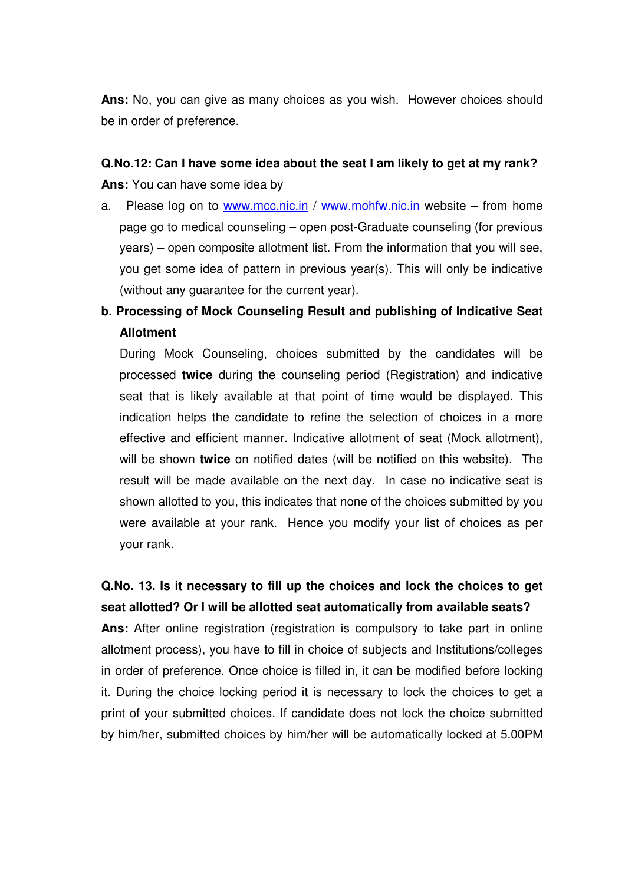**Ans:** No, you can give as many choices as you wish. However choices should be in order of preference.

**Q.No.12: Can I have some idea about the seat I am likely to get at my rank?**

**Ans:** You can have some idea by

a. Please log on to www.mcc.nic.in / www.mohfw.nic.in website – from home page go to medical counseling – open post-Graduate counseling (for previous years) – open composite allotment list. From the information that you will see, you get some idea of pattern in previous year(s). This will only be indicative (without any guarantee for the current year).

**b. Processing of Mock Counseling Result and publishing of Indicative Seat Allotment**

During Mock Counseling, choices submitted by the candidates will be processed **twice** during the counseling period (Registration) and indicative seat that is likely available at that point of time would be displayed. This indication helps the candidate to refine the selection of choices in a more effective and efficient manner. Indicative allotment of seat (Mock allotment), will be shown **twice** on notified dates (will be notified on this website). The result will be made available on the next day. In case no indicative seat is shown allotted to you, this indicates that none of the choices submitted by you were available at your rank. Hence you modify your list of choices as per your rank.

**Q.No. 13. Is it necessary to fill up the choices and lock the choices to get seat allotted? Or I will be allotted seat automatically from available seats?**

**Ans:** After online registration (registration is compulsory to take part in online allotment process), you have to fill in choice of subjects and Institutions/colleges in order of preference. Once choice is filled in, it can be modified before locking it. During the choice locking period it is necessary to lock the choices to get a print of your submitted choices. If candidate does not lock the choice submitted by him/her, submitted choices by him/her will be automatically locked at 5.00PM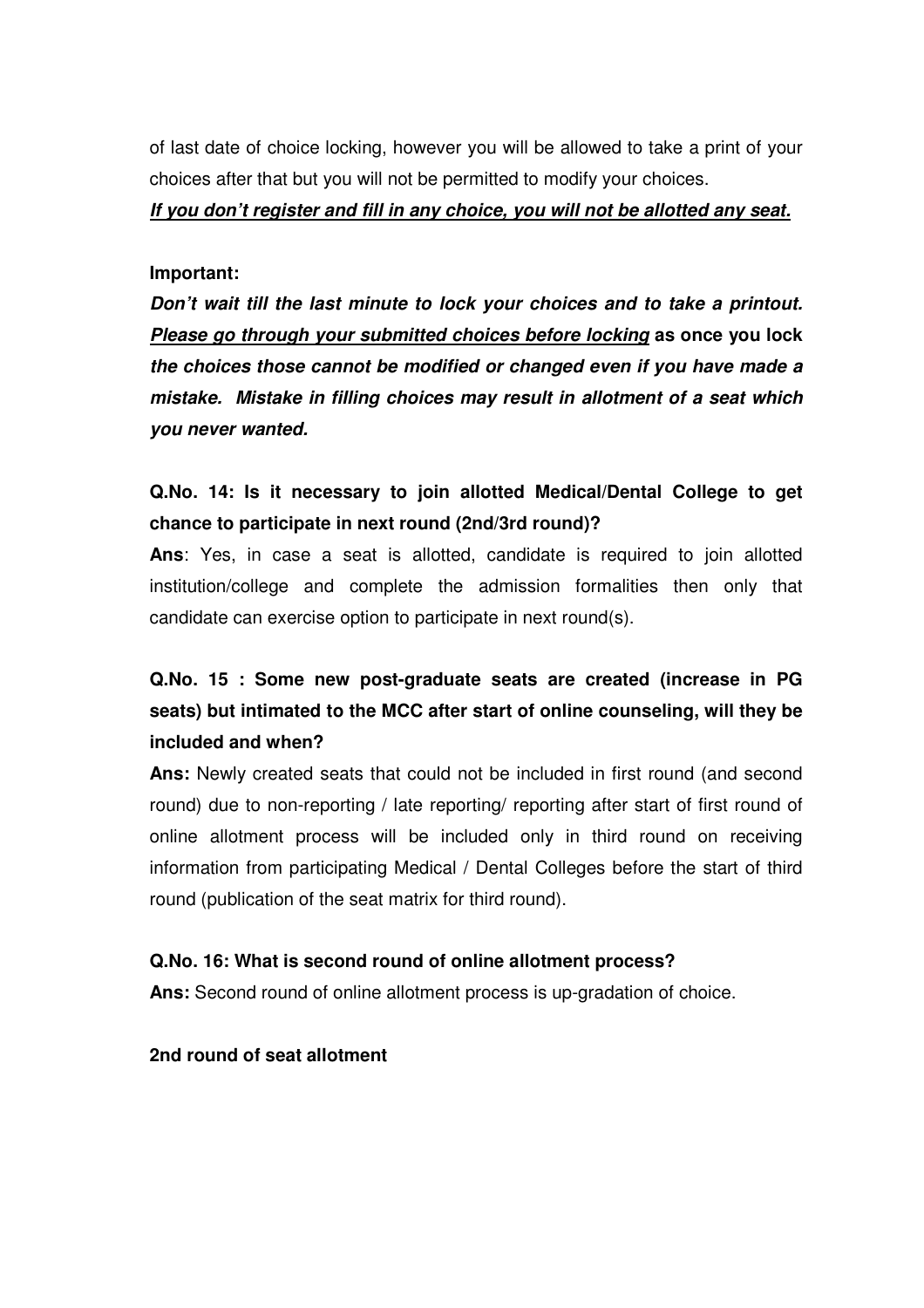of last date of choice locking, however you will be allowed to take a print of your choices after that but you will not be permitted to modify your choices.

***If you don't register and fill in any choice, you will not be allotted any seat.***

**Important:**

***Don't wait till the last minute to lock your choices and to take a printout. Please go through your submitted choices before locking*** **as once you lock *the choices those cannot be modified or changed even if you have made a mistake. Mistake in filling choices may result in allotment of a seat which you never wanted.***

**Q.No. 14: Is it necessary to join allotted Medical/Dental College to get chance to participate in next round (2nd/3rd round)?**

**Ans**: Yes, in case a seat is allotted, candidate is required to join allotted institution/college and complete the admission formalities then only that candidate can exercise option to participate in next round(s).

**Q.No. 15 : Some new post-graduate seats are created (increase in PG seats) but intimated to the MCC after start of online counseling, will they be included and when?**

**Ans:** Newly created seats that could not be included in first round (and second round) due to non-reporting / late reporting/ reporting after start of first round of online allotment process will be included only in third round on receiving information from participating Medical / Dental Colleges before the start of third round (publication of the seat matrix for third round).

**Q.No. 16: What is second round of online allotment process?**

**Ans:** Second round of online allotment process is up-gradation of choice.

**2nd round of seat allotment**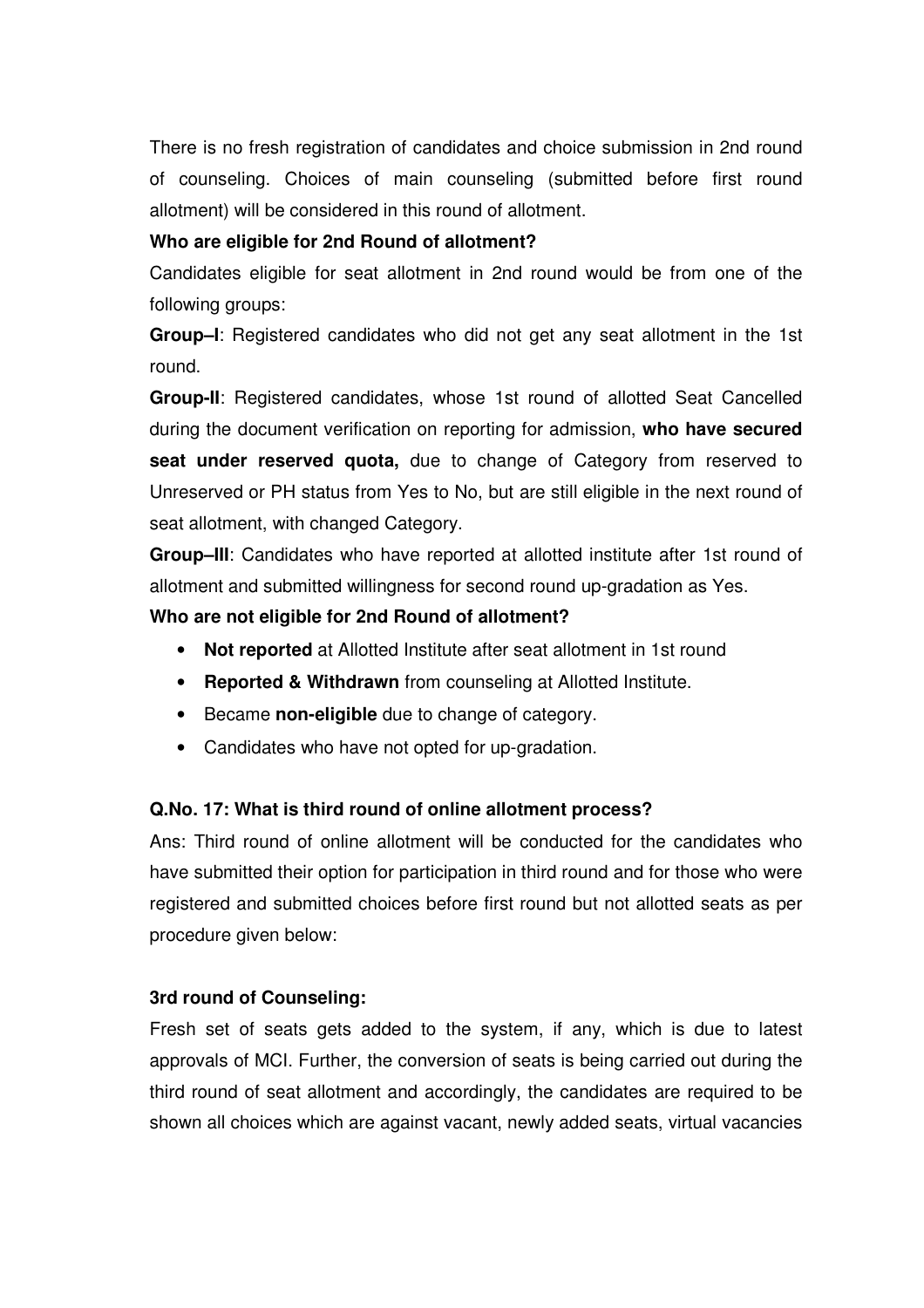There is no fresh registration of candidates and choice submission in 2nd round of counseling. Choices of main counseling (submitted before first round allotment) will be considered in this round of allotment.

**Who are eligible for 2nd Round of allotment?**

Candidates eligible for seat allotment in 2nd round would be from one of the following groups:

**Group–I**: Registered candidates who did not get any seat allotment in the 1st round.

**Group-II**: Registered candidates, whose 1st round of allotted Seat Cancelled during the document verification on reporting for admission, **who have secured seat under reserved quota,** due to change of Category from reserved to Unreserved or PH status from Yes to No, but are still eligible in the next round of seat allotment, with changed Category.

**Group–III**: Candidates who have reported at allotted institute after 1st round of allotment and submitted willingness for second round up-gradation as Yes.

**Who are not eligible for 2nd Round of allotment?**

- **Not reported** at Allotted Institute after seat allotment in 1st round
- **Reported & Withdrawn** from counseling at Allotted Institute.
- Became **non-eligible** due to change of category.
- Candidates who have not opted for up-gradation.

**Q.No. 17: What is third round of online allotment process?**

Ans: Third round of online allotment will be conducted for the candidates who have submitted their option for participation in third round and for those who were registered and submitted choices before first round but not allotted seats as per procedure given below:

**3rd round of Counseling:**

Fresh set of seats gets added to the system, if any, which is due to latest approvals of MCI. Further, the conversion of seats is being carried out during the third round of seat allotment and accordingly, the candidates are required to be shown all choices which are against vacant, newly added seats, virtual vacancies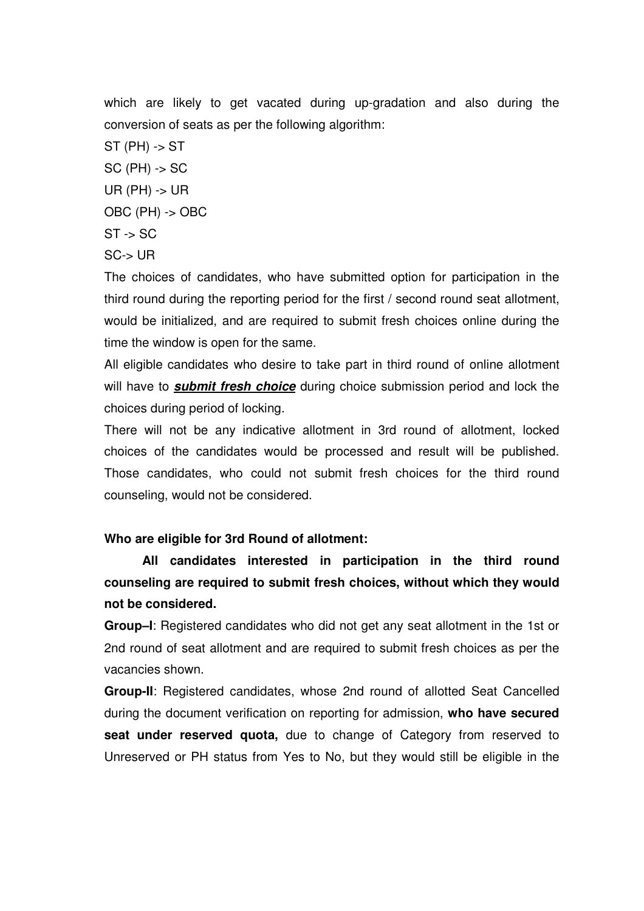which are likely to get vacated during up-gradation and also during the conversion of seats as per the following algorithm:

ST (PH) -> ST

SC (PH) -> SC

UR (PH) -> UR

OBC (PH) -> OBC

ST -> SC

SC-> UR

The choices of candidates, who have submitted option for participation in the third round during the reporting period for the first / second round seat allotment, would be initialized, and are required to submit fresh choices online during the time the window is open for the same.

All eligible candidates who desire to take part in third round of online allotment will have to ***submit fresh choice*** during choice submission period and lock the choices during period of locking.

There will not be any indicative allotment in 3rd round of allotment, locked choices of the candidates would be processed and result will be published. Those candidates, who could not submit fresh choices for the third round counseling, would not be considered.

**Who are eligible for 3rd Round of allotment:**

**All candidates interested in participation in the third round counseling are required to submit fresh choices, without which they would not be considered.**

**Group–I**: Registered candidates who did not get any seat allotment in the 1st or 2nd round of seat allotment and are required to submit fresh choices as per the vacancies shown.

**Group-II**: Registered candidates, whose 2nd round of allotted Seat Cancelled during the document verification on reporting for admission, **who have secured seat under reserved quota,** due to change of Category from reserved to Unreserved or PH status from Yes to No, but they would still be eligible in the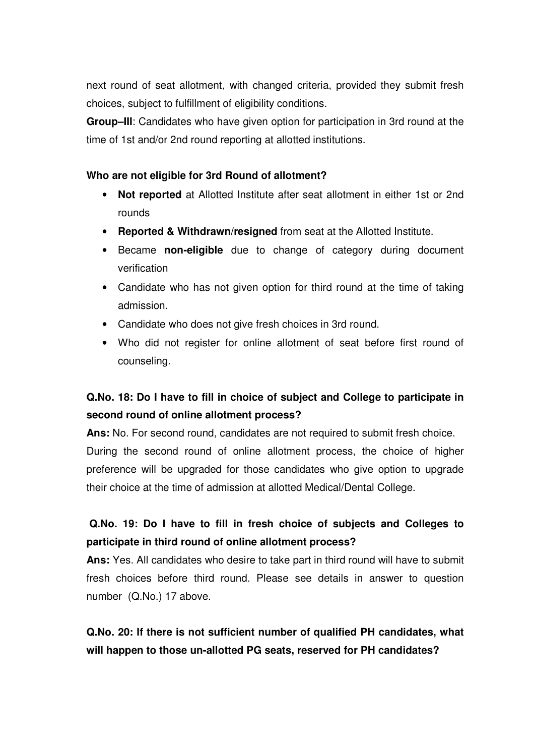next round of seat allotment, with changed criteria, provided they submit fresh choices, subject to fulfillment of eligibility conditions.

**Group–III**: Candidates who have given option for participation in 3rd round at the time of 1st and/or 2nd round reporting at allotted institutions.

**Who are not eligible for 3rd Round of allotment?**

- **Not reported** at Allotted Institute after seat allotment in either 1st or 2nd rounds
- **Reported & Withdrawn/resigned** from seat at the Allotted Institute.
- Became **non-eligible** due to change of category during document verification
- Candidate who has not given option for third round at the time of taking admission.
- Candidate who does not give fresh choices in 3rd round.
- Who did not register for online allotment of seat before first round of counseling.

**Q.No. 18: Do I have to fill in choice of subject and College to participate in second round of online allotment process?**

**Ans:** No. For second round, candidates are not required to submit fresh choice. During the second round of online allotment process, the choice of higher preference will be upgraded for those candidates who give option to upgrade their choice at the time of admission at allotted Medical/Dental College.

**Q.No. 19: Do I have to fill in fresh choice of subjects and Colleges to participate in third round of online allotment process?**

**Ans:** Yes. All candidates who desire to take part in third round will have to submit fresh choices before third round. Please see details in answer to question number (Q.No.) 17 above.

**Q.No. 20: If there is not sufficient number of qualified PH candidates, what will happen to those un-allotted PG seats, reserved for PH candidates?**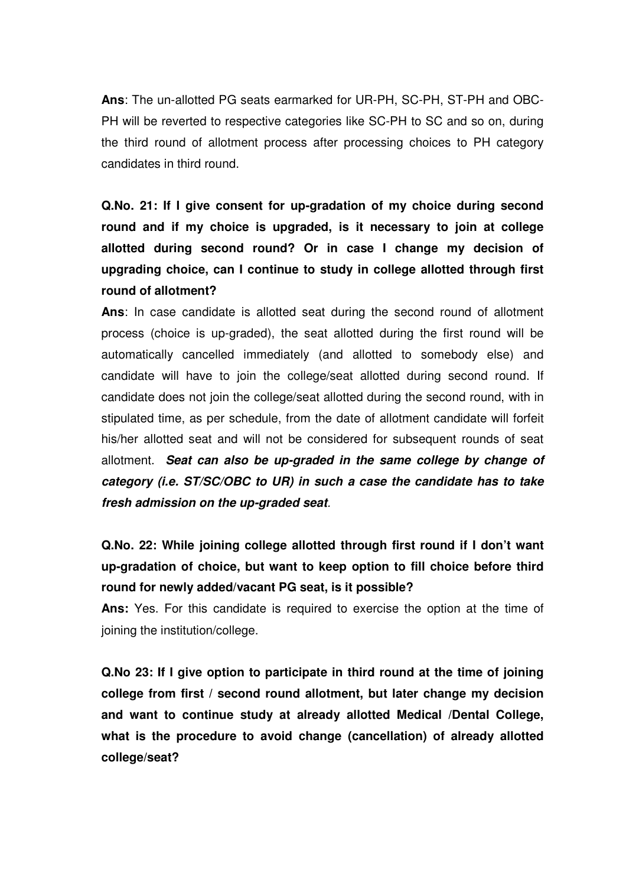**Ans**: The un-allotted PG seats earmarked for UR-PH, SC-PH, ST-PH and OBC-PH will be reverted to respective categories like SC-PH to SC and so on, during the third round of allotment process after processing choices to PH category candidates in third round.

**Q.No. 21: If I give consent for up-gradation of my choice during second round and if my choice is upgraded, is it necessary to join at college allotted during second round? Or in case I change my decision of upgrading choice, can I continue to study in college allotted through first round of allotment?**

**Ans**: In case candidate is allotted seat during the second round of allotment process (choice is up-graded), the seat allotted during the first round will be automatically cancelled immediately (and allotted to somebody else) and candidate will have to join the college/seat allotted during second round. If candidate does not join the college/seat allotted during the second round, with in stipulated time, as per schedule, from the date of allotment candidate will forfeit his/her allotted seat and will not be considered for subsequent rounds of seat allotment. ***Seat can also be up-graded in the same college by change of category (i.e. ST/SC/OBC to UR) in such a case the candidate has to take fresh admission on the up-graded seat**.*

**Q.No. 22: While joining college allotted through first round if I don't want up-gradation of choice, but want to keep option to fill choice before third round for newly added/vacant PG seat, is it possible?**

**Ans:** Yes. For this candidate is required to exercise the option at the time of joining the institution/college.

**Q.No 23: If I give option to participate in third round at the time of joining college from first / second round allotment, but later change my decision and want to continue study at already allotted Medical /Dental College, what is the procedure to avoid change (cancellation) of already allotted college/seat?**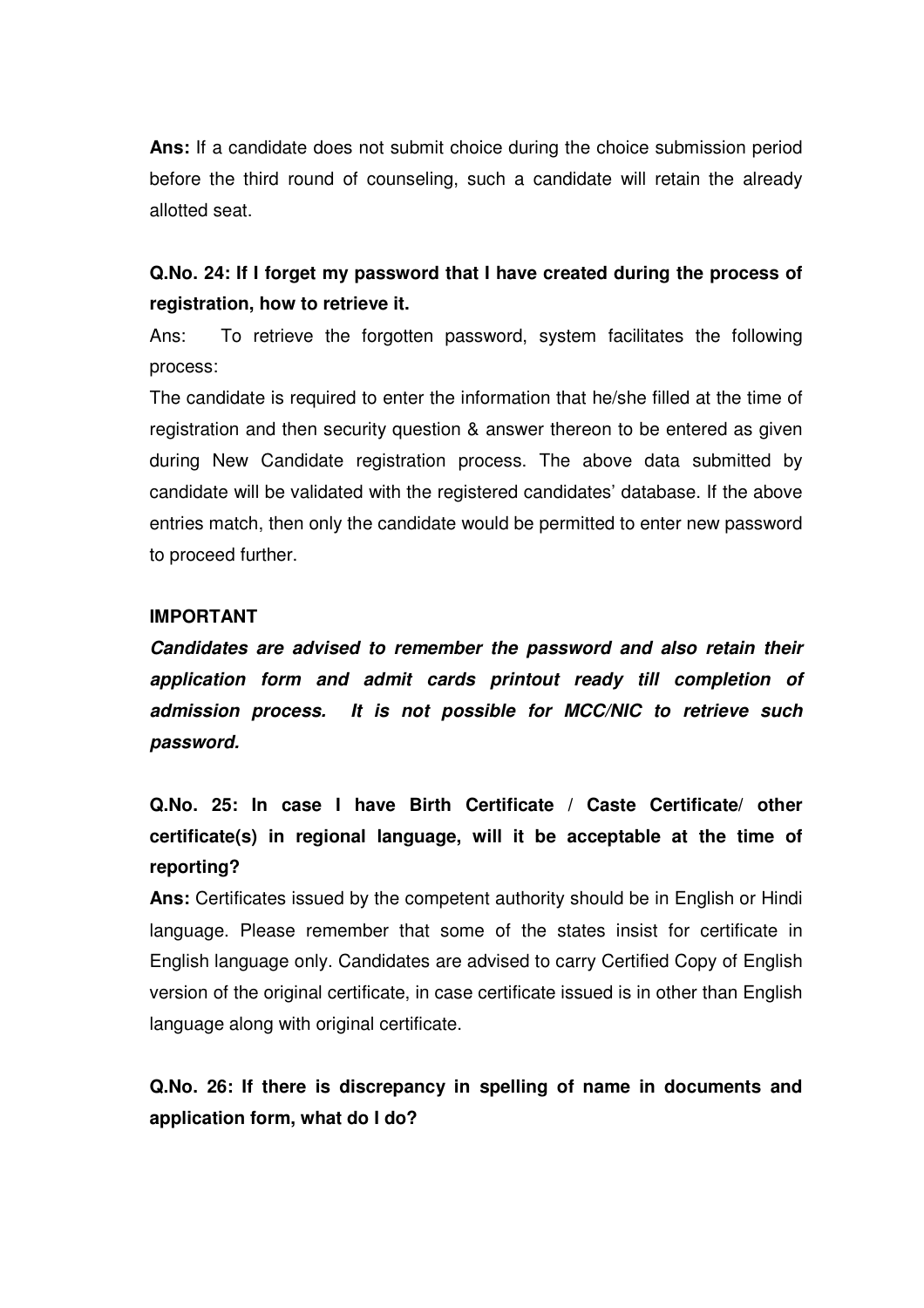**Ans:** If a candidate does not submit choice during the choice submission period before the third round of counseling, such a candidate will retain the already allotted seat.

**Q.No. 24: If I forget my password that I have created during the process of registration, how to retrieve it.**

Ans: To retrieve the forgotten password, system facilitates the following process:

The candidate is required to enter the information that he/she filled at the time of registration and then security question & answer thereon to be entered as given during New Candidate registration process. The above data submitted by candidate will be validated with the registered candidates' database. If the above entries match, then only the candidate would be permitted to enter new password to proceed further.

**IMPORTANT**

***Candidates are advised to remember the password and also retain their application form and admit cards printout ready till completion of admission process. It is not possible for MCC/NIC to retrieve such password.***

**Q.No. 25: In case I have Birth Certificate / Caste Certificate/ other certificate(s) in regional language, will it be acceptable at the time of reporting?**

**Ans:** Certificates issued by the competent authority should be in English or Hindi language. Please remember that some of the states insist for certificate in English language only. Candidates are advised to carry Certified Copy of English version of the original certificate, in case certificate issued is in other than English language along with original certificate.

**Q.No. 26: If there is discrepancy in spelling of name in documents and application form, what do I do?**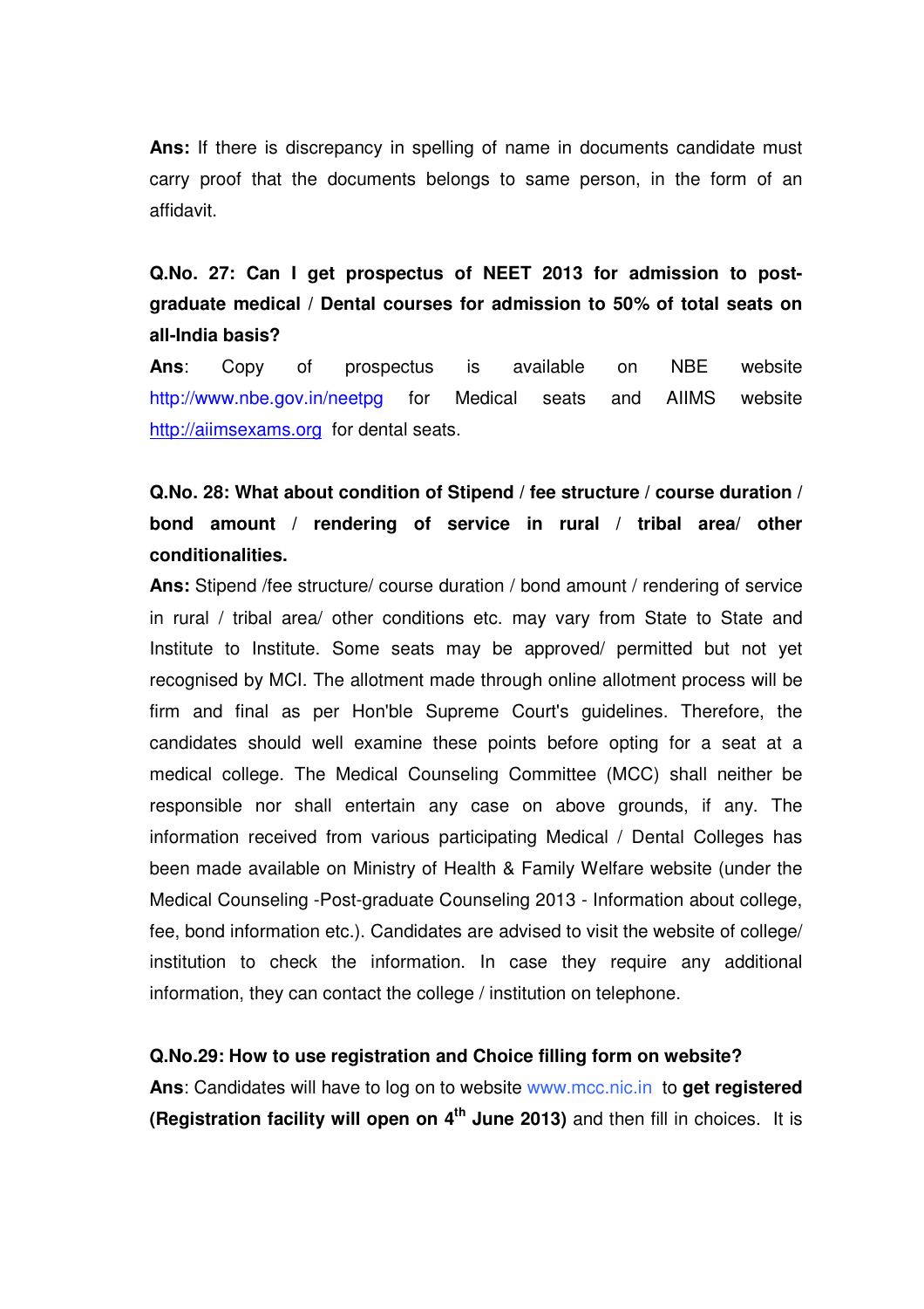**Ans:** If there is discrepancy in spelling of name in documents candidate must carry proof that the documents belongs to same person, in the form of an affidavit.

**Q.No. 27: Can I get prospectus of NEET 2013 for admission to post-graduate medical / Dental courses for admission to 50% of total seats on all-India basis?**

**Ans**: Copy of prospectus is available on NBE website http://www.nbe.gov.in/neetpg for Medical seats and AIIMS website http://aiimsexams.org for dental seats.

**Q.No. 28: What about condition of Stipend / fee structure / course duration / bond amount / rendering of service in rural / tribal area/ other conditionalities.**

**Ans:** Stipend /fee structure/ course duration / bond amount / rendering of service in rural / tribal area/ other conditions etc. may vary from State to State and Institute to Institute. Some seats may be approved/ permitted but not yet recognised by MCI. The allotment made through online allotment process will be firm and final as per Hon'ble Supreme Court's guidelines. Therefore, the candidates should well examine these points before opting for a seat at a medical college. The Medical Counseling Committee (MCC) shall neither be responsible nor shall entertain any case on above grounds, if any. The information received from various participating Medical / Dental Colleges has been made available on Ministry of Health & Family Welfare website (under the Medical Counseling -Post-graduate Counseling 2013 - Information about college, fee, bond information etc.). Candidates are advised to visit the website of college/ institution to check the information. In case they require any additional information, they can contact the college / institution on telephone.

**Q.No.29: How to use registration and Choice filling form on website?**

**Ans**: Candidates will have to log on to website www.mcc.nic.in to **get registered (Registration facility will open on 4th June 2013)** and then fill in choices. It is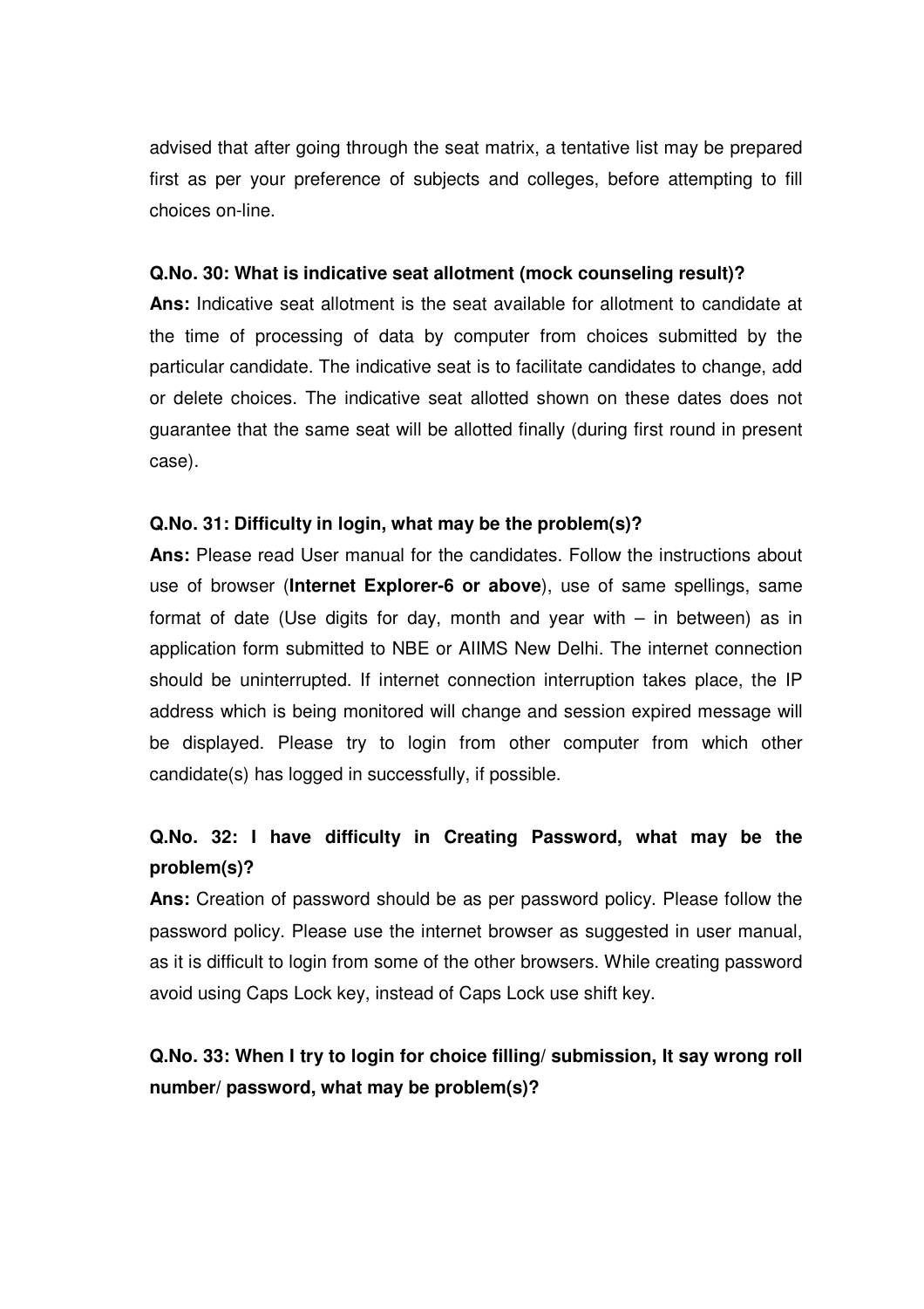advised that after going through the seat matrix, a tentative list may be prepared first as per your preference of subjects and colleges, before attempting to fill choices on-line.

**Q.No. 30: What is indicative seat allotment (mock counseling result)?**

**Ans:** Indicative seat allotment is the seat available for allotment to candidate at the time of processing of data by computer from choices submitted by the particular candidate. The indicative seat is to facilitate candidates to change, add or delete choices. The indicative seat allotted shown on these dates does not guarantee that the same seat will be allotted finally (during first round in present case).

**Q.No. 31: Difficulty in login, what may be the problem(s)?**

**Ans:** Please read User manual for the candidates. Follow the instructions about use of browser (**Internet Explorer-6 or above**), use of same spellings, same format of date (Use digits for day, month and year with – in between) as in application form submitted to NBE or AIIMS New Delhi. The internet connection should be uninterrupted. If internet connection interruption takes place, the IP address which is being monitored will change and session expired message will be displayed. Please try to login from other computer from which other candidate(s) has logged in successfully, if possible.

**Q.No. 32: I have difficulty in Creating Password, what may be the problem(s)?**

**Ans:** Creation of password should be as per password policy. Please follow the password policy. Please use the internet browser as suggested in user manual, as it is difficult to login from some of the other browsers. While creating password avoid using Caps Lock key, instead of Caps Lock use shift key.

**Q.No. 33: When I try to login for choice filling/ submission, It say wrong roll number/ password, what may be problem(s)?**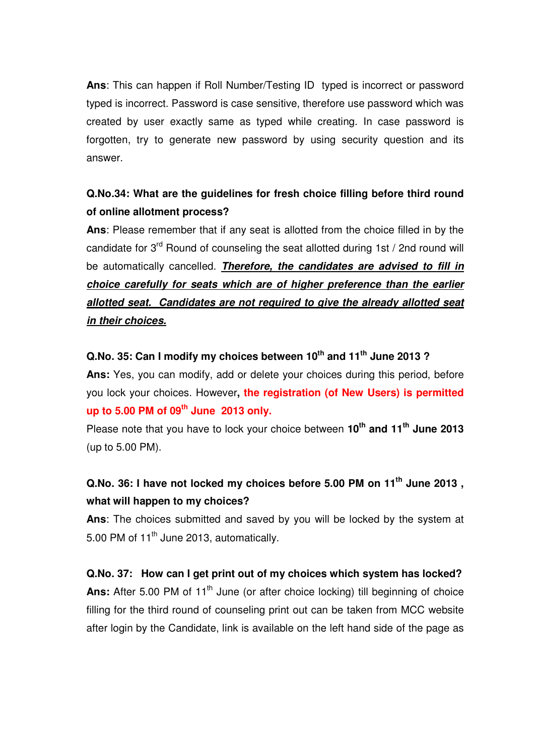**Ans**: This can happen if Roll Number/Testing ID typed is incorrect or password typed is incorrect. Password is case sensitive, therefore use password which was created by user exactly same as typed while creating. In case password is forgotten, try to generate new password by using security question and its answer.

**Q.No.34: What are the guidelines for fresh choice filling before third round of online allotment process?**

**Ans**: Please remember that if any seat is allotted from the choice filled in by the candidate for 3rd Round of counseling the seat allotted during 1st / 2nd round will be automatically cancelled. ***Therefore, the candidates are advised to fill in choice carefully for seats which are of higher preference than the earlier allotted seat. Candidates are not required to give the already allotted seat in their choices.***

**Q.No. 35: Can I modify my choices between 10th and 11th June 2013 ?**

**Ans:** Yes, you can modify, add or delete your choices during this period, before you lock your choices. However**, the registration (of New Users) is permitted up to 5.00 PM of 09th June 2013 only.**

Please note that you have to lock your choice between **10th and 11th June 2013** (up to 5.00 PM).

**Q.No. 36: I have not locked my choices before 5.00 PM on 11th June 2013 , what will happen to my choices?**

**Ans**: The choices submitted and saved by you will be locked by the system at 5.00 PM of 11th June 2013, automatically.

**Q.No. 37: How can I get print out of my choices which system has locked?**

**Ans:** After 5.00 PM of 11th June (or after choice locking) till beginning of choice filling for the third round of counseling print out can be taken from MCC website after login by the Candidate, link is available on the left hand side of the page as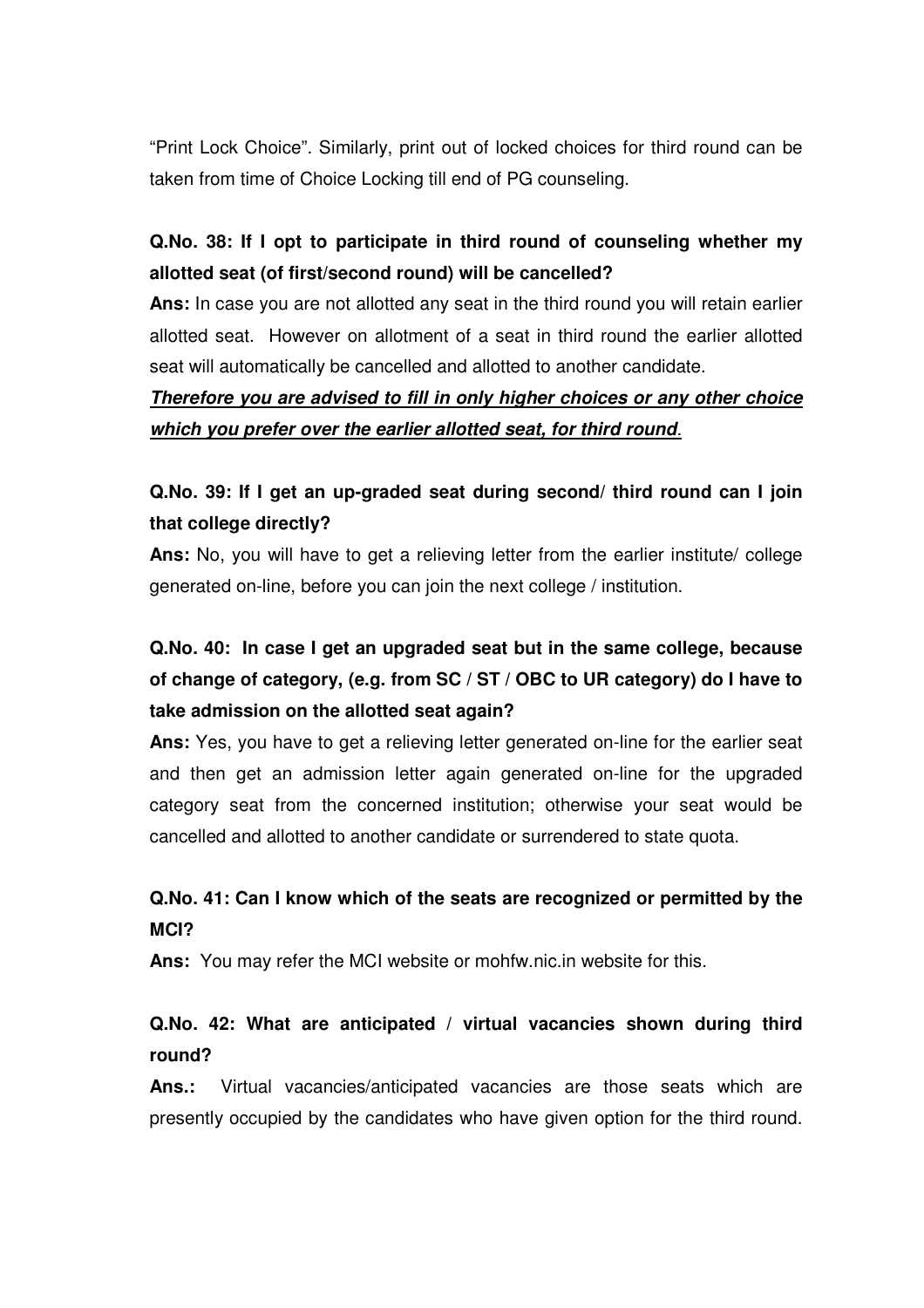"Print Lock Choice". Similarly, print out of locked choices for third round can be taken from time of Choice Locking till end of PG counseling.

**Q.No. 38: If I opt to participate in third round of counseling whether my allotted seat (of first/second round) will be cancelled?**

**Ans:** In case you are not allotted any seat in the third round you will retain earlier allotted seat. However on allotment of a seat in third round the earlier allotted seat will automatically be cancelled and allotted to another candidate.

***Therefore you are advised to fill in only higher choices or any other choice which you prefer over the earlier allotted seat, for third round.***

**Q.No. 39: If I get an up-graded seat during second/ third round can I join that college directly?**

**Ans:** No, you will have to get a relieving letter from the earlier institute/ college generated on-line, before you can join the next college / institution.

**Q.No. 40: In case I get an upgraded seat but in the same college, because of change of category, (e.g. from SC / ST / OBC to UR category) do I have to take admission on the allotted seat again?**

**Ans:** Yes, you have to get a relieving letter generated on-line for the earlier seat and then get an admission letter again generated on-line for the upgraded category seat from the concerned institution; otherwise your seat would be cancelled and allotted to another candidate or surrendered to state quota.

**Q.No. 41: Can I know which of the seats are recognized or permitted by the MCI?**

**Ans:** You may refer the MCI website or mohfw.nic.in website for this.

**Q.No. 42: What are anticipated / virtual vacancies shown during third round?**

**Ans.:** Virtual vacancies/anticipated vacancies are those seats which are presently occupied by the candidates who have given option for the third round.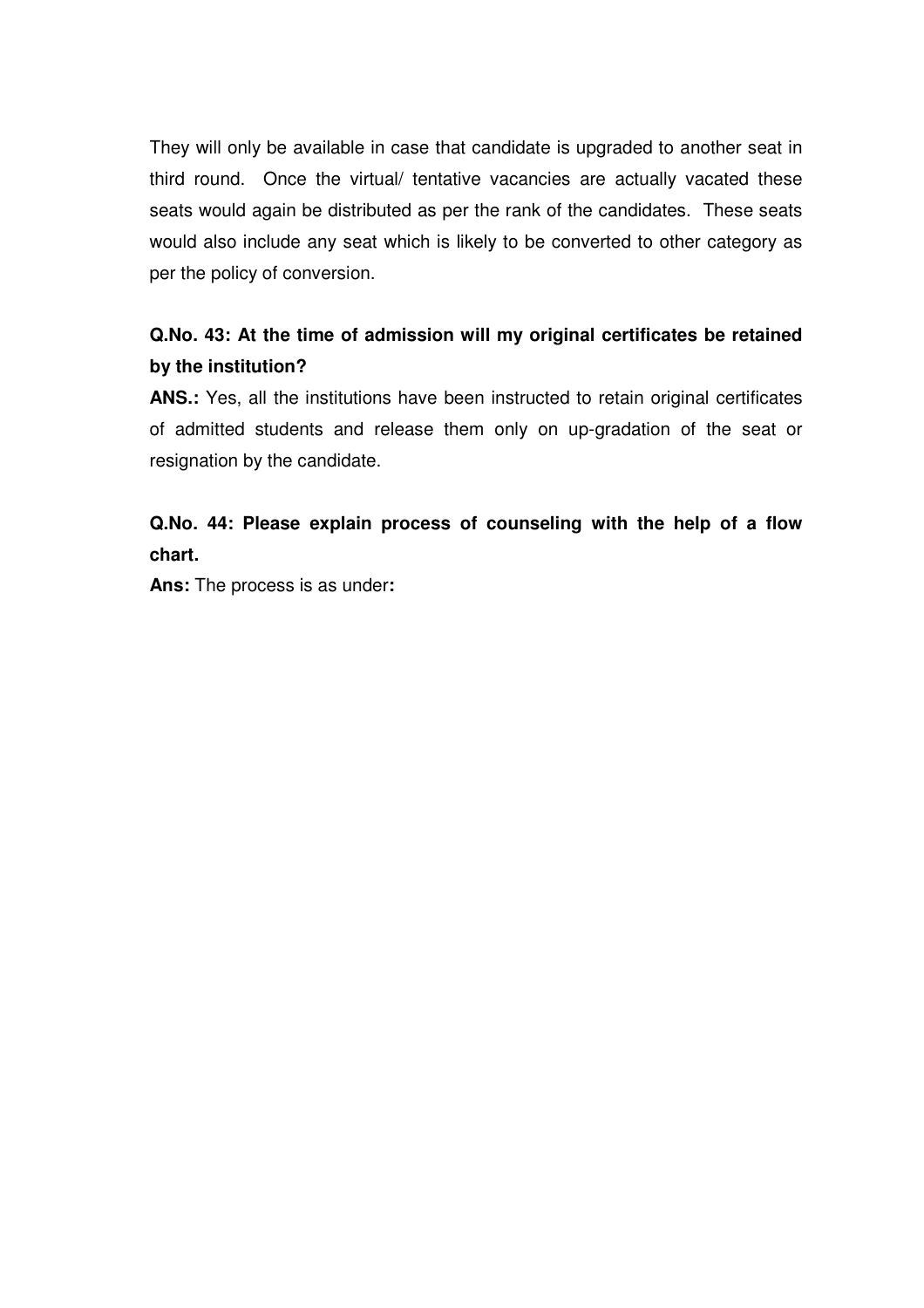They will only be available in case that candidate is upgraded to another seat in third round. Once the virtual/ tentative vacancies are actually vacated these seats would again be distributed as per the rank of the candidates. These seats would also include any seat which is likely to be converted to other category as per the policy of conversion.

**Q.No. 43: At the time of admission will my original certificates be retained by the institution?**

**ANS.:** Yes, all the institutions have been instructed to retain original certificates of admitted students and release them only on up-gradation of the seat or resignation by the candidate.

**Q.No. 44: Please explain process of counseling with the help of a flow chart.**

**Ans:** The process is as under**:**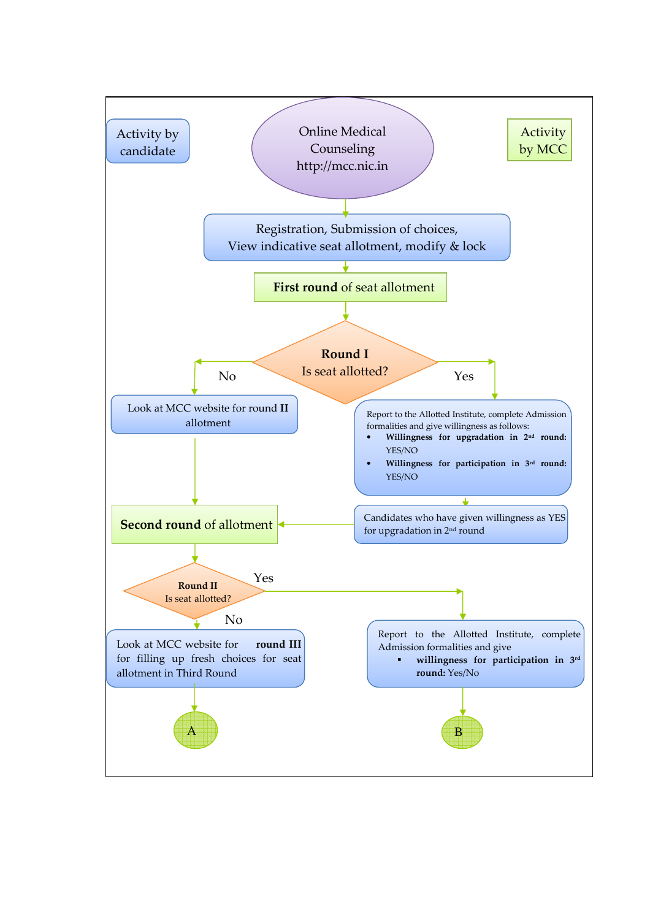Activity by candidate

Online Medical Counseling http://mcc.nic.in

Activity by MCC

Registration, Submission of choices, View indicative seat allotment, modify & lock

**First round** of seat allotment

**Round I**
Is seat allotted?

No

Look at MCC website for round **II** allotment

Yes

Report to the Allotted Institute, complete Admission formalities and give willingness as follows:

- **Willingness for upgradation in 2nd round:** YES/NO
- **Willingness for participation in 3rd round:** YES/NO

Candidates who have given willingness as YES for upgradation in 2nd round

**Second round** of allotment

**Round II**
Is seat allotted?

No

Look at MCC website for **round III** for filling up fresh choices for seat allotment in Third Round

A

Yes

Report to the Allotted Institute, complete Admission formalities and give

- **willingness for participation in 3rd round:** Yes/No

B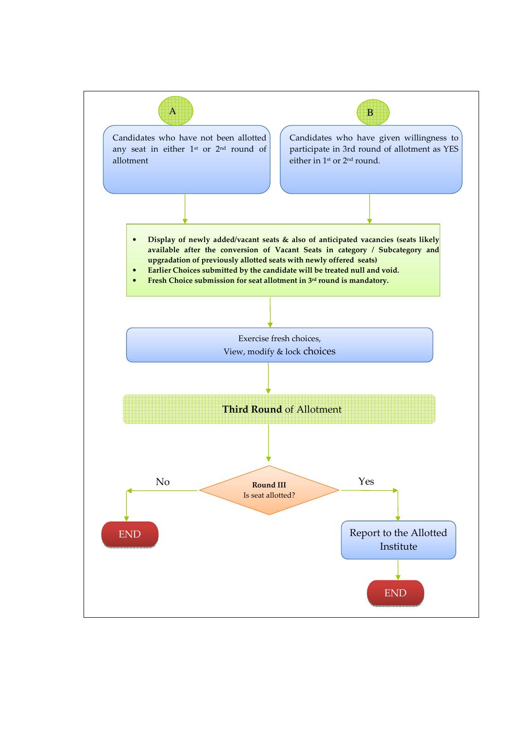A

Candidates who have not been allotted any seat in either 1st or 2nd round of allotment

B

Candidates who have given willingness to participate in 3rd round of allotment as YES either in 1st or 2nd round.

- **Display of newly added/vacant seats & also of anticipated vacancies (seats likely available after the conversion of Vacant Seats in category / Subcategory and upgradation of previously allotted seats with newly offered seats)**
- **Earlier Choices submitted by the candidate will be treated null and void.**
- **Fresh Choice submission for seat allotment in 3rd round is mandatory.**

Exercise fresh choices,
View, modify & lock choices

**Third Round** of Allotment

**Round III**
Is seat allotted?

No

END

Yes

Report to the Allotted Institute

END